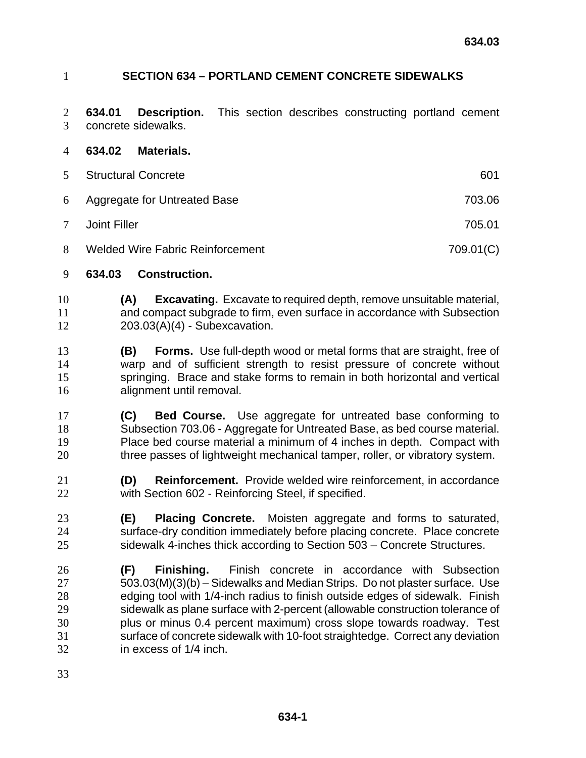# SECTION 634 – PORTLAND CEMENT CONCRETE SIDEWALKS

**634.01 Description.** This section describes constructing portland cement concrete sidewalks.

**634.02 Materials.**

| | |
|---|---|
| Structural Concrete | 601 |
| Aggregate for Untreated Base | 703.06 |
| Joint Filler | 705.01 |
| Welded Wire Fabric Reinforcement | 709.01(C) |

**634.03 Construction.**

**(A) Excavating.** Excavate to required depth, remove unsuitable material, and compact subgrade to firm, even surface in accordance with Subsection 203.03(A)(4) - Subexcavation.

**(B) Forms.** Use full-depth wood or metal forms that are straight, free of warp and of sufficient strength to resist pressure of concrete without springing. Brace and stake forms to remain in both horizontal and vertical alignment until removal.

**(C) Bed Course.** Use aggregate for untreated base conforming to Subsection 703.06 - Aggregate for Untreated Base, as bed course material. Place bed course material a minimum of 4 inches in depth. Compact with three passes of lightweight mechanical tamper, roller, or vibratory system.

**(D) Reinforcement.** Provide welded wire reinforcement, in accordance with Section 602 - Reinforcing Steel, if specified.

**(E) Placing Concrete.** Moisten aggregate and forms to saturated, surface-dry condition immediately before placing concrete. Place concrete sidewalk 4-inches thick according to Section 503 – Concrete Structures.

**(F) Finishing.** Finish concrete in accordance with Subsection 503.03(M)(3)(b) – Sidewalks and Median Strips. Do not plaster surface. Use edging tool with 1/4-inch radius to finish outside edges of sidewalk. Finish sidewalk as plane surface with 2-percent (allowable construction tolerance of plus or minus 0.4 percent maximum) cross slope towards roadway. Test surface of concrete sidewalk with 10-foot straightedge. Correct any deviation in excess of 1/4 inch.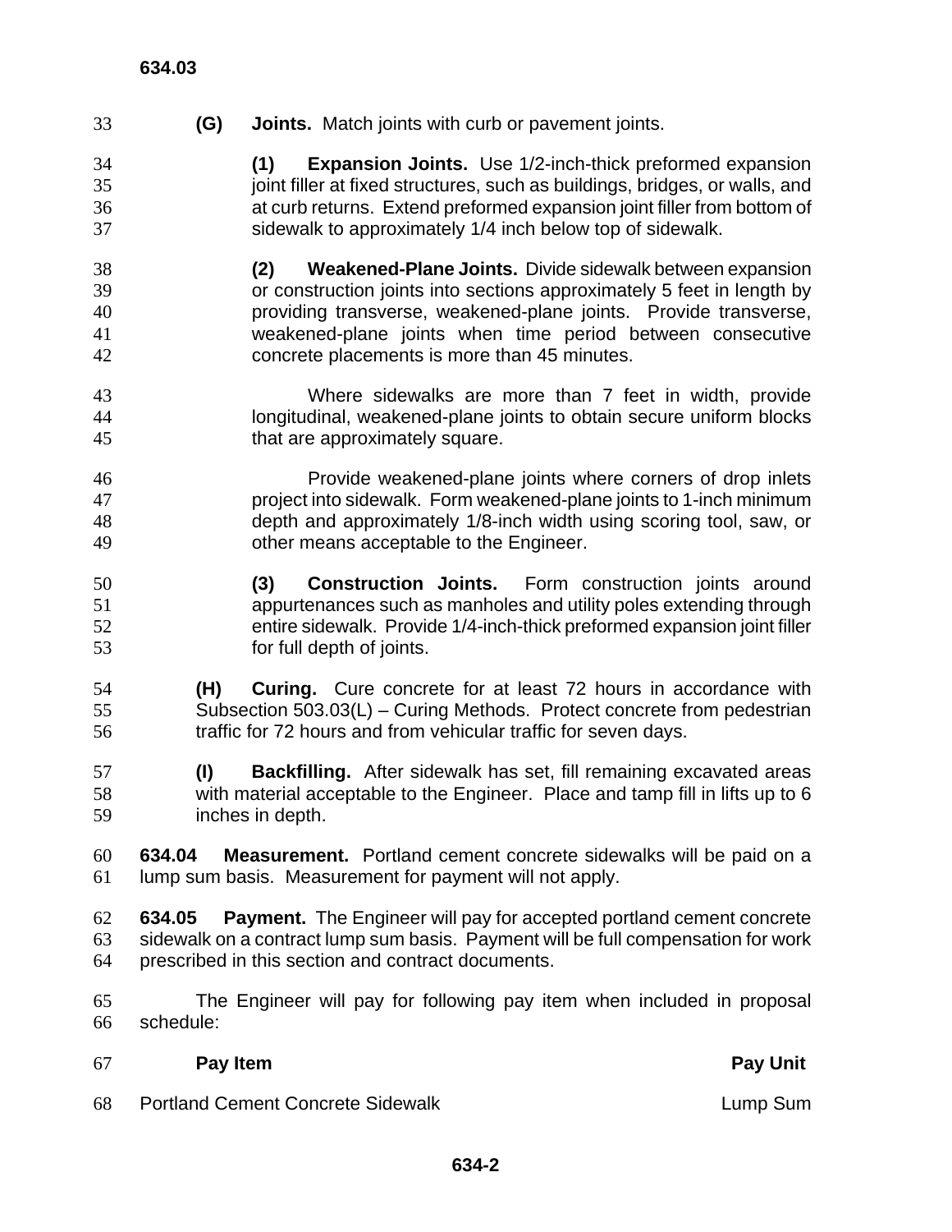**(G) Joints.** Match joints with curb or pavement joints.

**(1) Expansion Joints.** Use 1/2-inch-thick preformed expansion joint filler at fixed structures, such as buildings, bridges, or walls, and at curb returns. Extend preformed expansion joint filler from bottom of sidewalk to approximately 1/4 inch below top of sidewalk.

**(2) Weakened-Plane Joints.** Divide sidewalk between expansion or construction joints into sections approximately 5 feet in length by providing transverse, weakened-plane joints. Provide transverse, weakened-plane joints when time period between consecutive concrete placements is more than 45 minutes.

Where sidewalks are more than 7 feet in width, provide longitudinal, weakened-plane joints to obtain secure uniform blocks that are approximately square.

Provide weakened-plane joints where corners of drop inlets project into sidewalk. Form weakened-plane joints to 1-inch minimum depth and approximately 1/8-inch width using scoring tool, saw, or other means acceptable to the Engineer.

**(3) Construction Joints.** Form construction joints around appurtenances such as manholes and utility poles extending through entire sidewalk. Provide 1/4-inch-thick preformed expansion joint filler for full depth of joints.

**(H) Curing.** Cure concrete for at least 72 hours in accordance with Subsection 503.03(L) – Curing Methods. Protect concrete from pedestrian traffic for 72 hours and from vehicular traffic for seven days.

**(I) Backfilling.** After sidewalk has set, fill remaining excavated areas with material acceptable to the Engineer. Place and tamp fill in lifts up to 6 inches in depth.

**634.04 Measurement.** Portland cement concrete sidewalks will be paid on a lump sum basis. Measurement for payment will not apply.

**634.05 Payment.** The Engineer will pay for accepted portland cement concrete sidewalk on a contract lump sum basis. Payment will be full compensation for work prescribed in this section and contract documents.

The Engineer will pay for following pay item when included in proposal schedule:

| **Pay Item** | **Pay Unit** |
|---|---|
| Portland Cement Concrete Sidewalk | Lump Sum |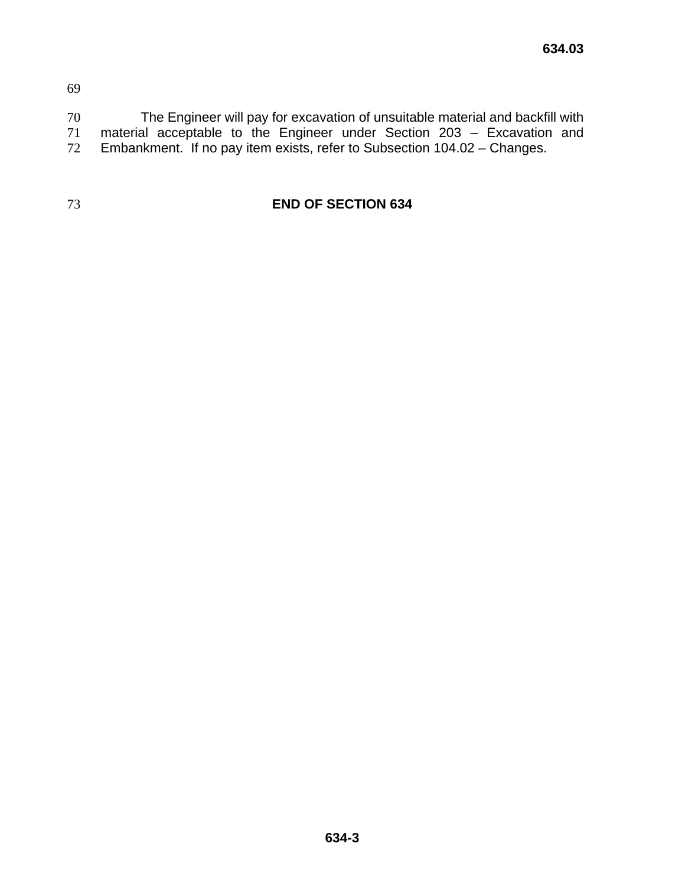The Engineer will pay for excavation of unsuitable material and backfill with material acceptable to the Engineer under Section 203 – Excavation and Embankment. If no pay item exists, refer to Subsection 104.02 – Changes.

**END OF SECTION 634**